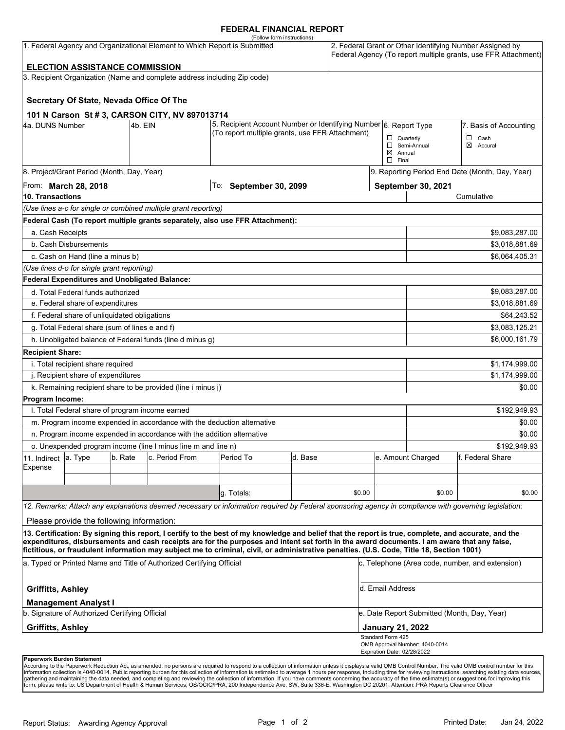# FEDERAL FINANCIAL REPORT

(Follow form instructions)

| 1. Federal Agency and Organizational Element to Which Report is Submitted | 2. Federal Grant or Other Identifying Number Assigned by Federal Agency (To report multiple grants, use FFR Attachment) |
|---|---|
| **ELECTION ASSISTANCE COMMISSION** | |

3. Recipient Organization (Name and complete address including Zip code)

**Secretary Of State, Nevada Office Of The**

**101 N Carson St # 3, CARSON CITY, NV 897013714**

| 4a. DUNS Number | 4b. EIN | 5. Recipient Account Number or Identifying Number (To report multiple grants, use FFR Attachment) | 6. Report Type | 7. Basis of Accounting |
|---|---|---|---|---|
| | | | ☐ Quarterly<br>☐ Semi-Annual<br>☒ Annual<br>☐ Final | ☐ Cash<br>☒ Accural |

| 8. Project/Grant Period (Month, Day, Year) | | 9. Reporting Period End Date (Month, Day, Year) |
|---|---|---|
| From: **March 28, 2018** | To: **September 30, 2099** | **September 30, 2021** |

| 10. Transactions | Cumulative |
|---|---|
| *(Use lines a-c for single or combined multiple grant reporting)* | |
| **Federal Cash (To report multiple grants separately, also use FFR Attachment):** | |
| a. Cash Receipts | $9,083,287.00 |
| b. Cash Disbursements | $3,018,881.69 |
| c. Cash on Hand (line a minus b) | $6,064,405.31 |
| *(Use lines d-o for single grant reporting)* | |
| **Federal Expenditures and Unobligated Balance:** | |
| d. Total Federal funds authorized | $9,083,287.00 |
| e. Federal share of expenditures | $3,018,881.69 |
| f. Federal share of unliquidated obligations | $64,243.52 |
| g. Total Federal share (sum of lines e and f) | $3,083,125.21 |
| h. Unobligated balance of Federal funds (line d minus g) | $6,000,161.79 |
| **Recipient Share:** | |
| i. Total recipient share required | $1,174,999.00 |
| j. Recipient share of expenditures | $1,174,999.00 |
| k. Remaining recipient share to be provided (line i minus j) | $0.00 |
| **Program Income:** | |
| l. Total Federal share of program income earned | $192,949.93 |
| m. Program income expended in accordance with the deduction alternative | $0.00 |
| n. Program income expended in accordance with the addition alternative | $0.00 |
| o. Unexpended program income (line l minus line m and line n) | $192,949.93 |

| 11. Indirect Expense | a. Type | b. Rate | c. Period From | Period To | d. Base | e. Amount Charged | f. Federal Share |
|---|---|---|---|---|---|---|---|
| | | | | | | | |
| | | | | | | | |
| | | | | g. Totals: | $0.00 | $0.00 | $0.00 |

*12. Remarks: Attach any explanations deemed necessary or information required by Federal sponsoring agency in compliance with governing legislation:*

Please provide the following information:

**13. Certification: By signing this report, I certify to the best of my knowledge and belief that the report is true, complete, and accurate, and the expenditures, disbursements and cash receipts are for the purposes and intent set forth in the award documents. I am aware that any false, fictitious, or fraudulent information may subject me to criminal, civil, or administrative penalties. (U.S. Code, Title 18, Section 1001)**

| a. Typed or Printed Name and Title of Authorized Certifying Official | c. Telephone (Area code, number, and extension) |
|---|---|
| **Griffitts, Ashley**<br>**Management Analyst I** | d. Email Address |
| b. Signature of Authorized Certifying Official | e. Date Report Submitted (Month, Day, Year) |
| **Griffitts, Ashley** | **January 21, 2022** |

Standard Form 425
OMB Approval Number: 4040-0014
Expiration Date: 02/28/2022

**Paperwork Burden Statement**

According to the Paperwork Reduction Act, as amended, no persons are required to respond to a collection of information unless it displays a valid OMB Control Number. The valid OMB control number for this information collection is 4040-0014. Public reporting burden for this collection of information is estimated to average 1 hours per response, including time for reviewing instructions, searching existing data sources, gathering and maintaining the data needed, and completing and reviewing the collection of information. If you have comments concerning the accuracy of the time estimate(s) or suggestions for improving this form, please write to: US Department of Health & Human Services, OS/OCIO/PRA, 200 Independence Ave, SW, Suite 336-E, Washington DC 20201. Attention: PRA Reports Clearance Officer

Report Status: Awarding Agency Approval

Printed Date: Jan 24, 2022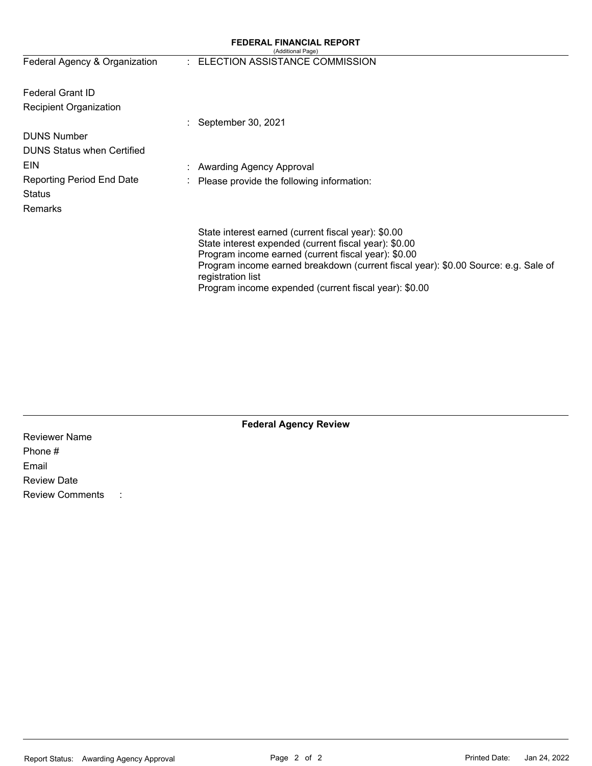**FEDERAL FINANCIAL REPORT**
(Additional Page)

Federal Agency & Organization : ELECTION ASSISTANCE COMMISSION

Federal Grant ID

Recipient Organization

: September 30, 2021

DUNS Number

DUNS Status when Certified

EIN : Awarding Agency Approval

Reporting Period End Date : Please provide the following information:

Status

Remarks

State interest earned (current fiscal year): $0.00
State interest expended (current fiscal year): $0.00
Program income earned (current fiscal year): $0.00
Program income earned breakdown (current fiscal year): $0.00 Source: e.g. Sale of registration list
Program income expended (current fiscal year): $0.00

**Federal Agency Review**

Reviewer Name

Phone #

Email

Review Date

Review Comments :

Report Status: Awarding Agency Approval

Printed Date: Jan 24, 2022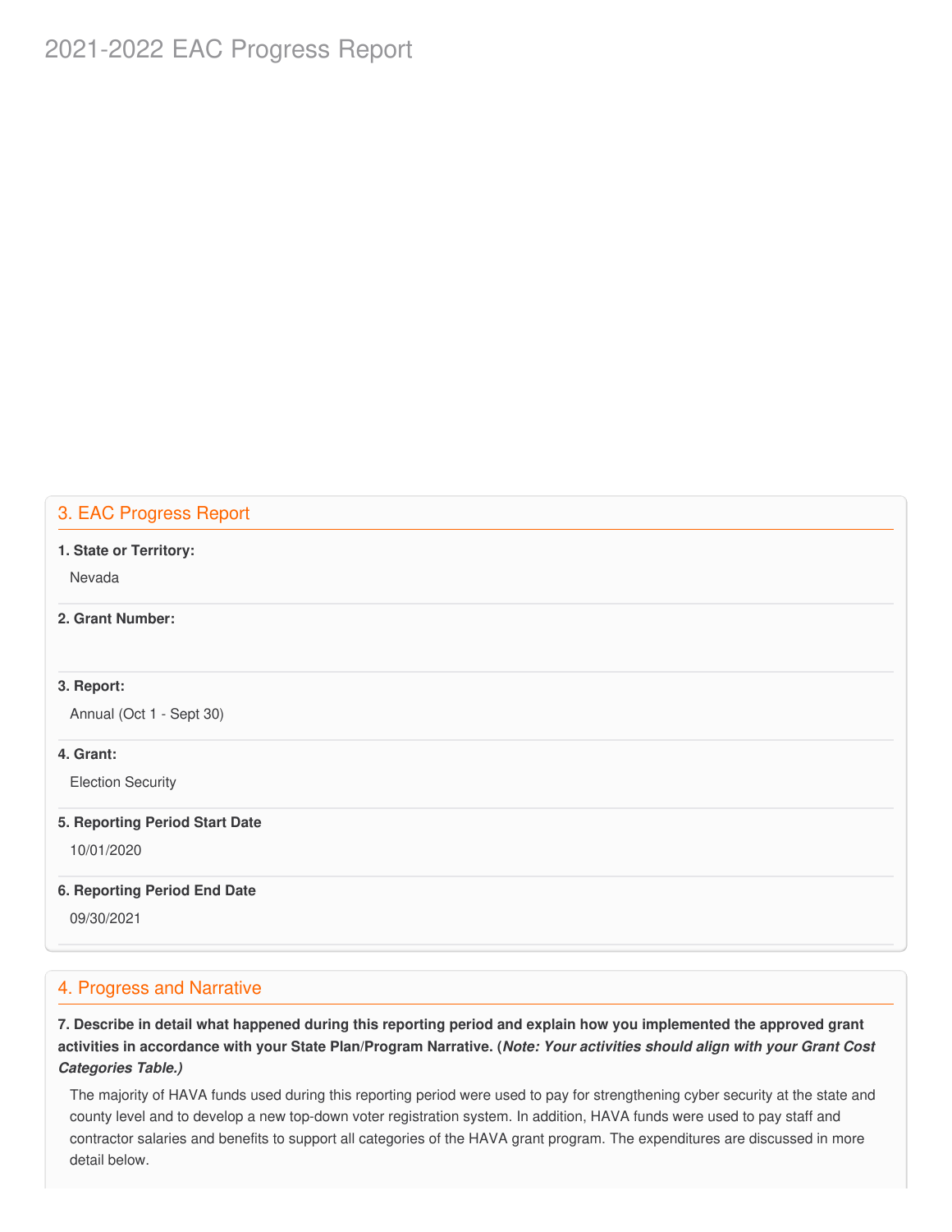# 2021-2022 EAC Progress Report

## 3. EAC Progress Report

**1. State or Territory:**

Nevada

**2. Grant Number:**

**3. Report:**

Annual (Oct 1 - Sept 30)

**4. Grant:**

Election Security

**5. Reporting Period Start Date**

10/01/2020

**6. Reporting Period End Date**

09/30/2021

## 4. Progress and Narrative

**7. Describe in detail what happened during this reporting period and explain how you implemented the approved grant activities in accordance with your State Plan/Program Narrative. (*Note: Your activities should align with your Grant Cost Categories Table.)***

The majority of HAVA funds used during this reporting period were used to pay for strengthening cyber security at the state and county level and to develop a new top-down voter registration system. In addition, HAVA funds were used to pay staff and contractor salaries and benefits to support all categories of the HAVA grant program. The expenditures are discussed in more detail below.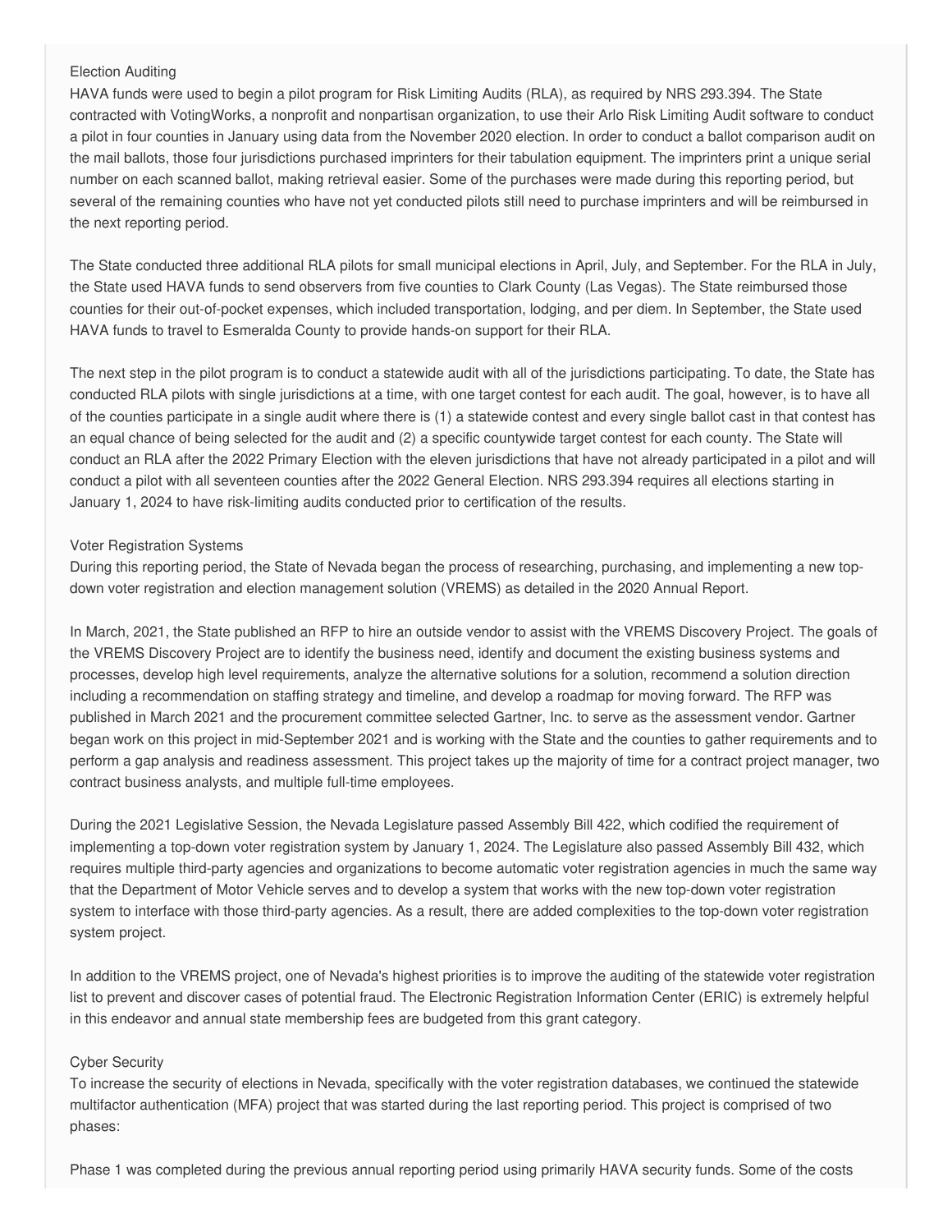### Election Auditing

HAVA funds were used to begin a pilot program for Risk Limiting Audits (RLA), as required by NRS 293.394. The State contracted with VotingWorks, a nonprofit and nonpartisan organization, to use their Arlo Risk Limiting Audit software to conduct a pilot in four counties in January using data from the November 2020 election. In order to conduct a ballot comparison audit on the mail ballots, those four jurisdictions purchased imprinters for their tabulation equipment. The imprinters print a unique serial number on each scanned ballot, making retrieval easier. Some of the purchases were made during this reporting period, but several of the remaining counties who have not yet conducted pilots still need to purchase imprinters and will be reimbursed in the next reporting period.

The State conducted three additional RLA pilots for small municipal elections in April, July, and September. For the RLA in July, the State used HAVA funds to send observers from five counties to Clark County (Las Vegas). The State reimbursed those counties for their out-of-pocket expenses, which included transportation, lodging, and per diem. In September, the State used HAVA funds to travel to Esmeralda County to provide hands-on support for their RLA.

The next step in the pilot program is to conduct a statewide audit with all of the jurisdictions participating. To date, the State has conducted RLA pilots with single jurisdictions at a time, with one target contest for each audit. The goal, however, is to have all of the counties participate in a single audit where there is (1) a statewide contest and every single ballot cast in that contest has an equal chance of being selected for the audit and (2) a specific countywide target contest for each county. The State will conduct an RLA after the 2022 Primary Election with the eleven jurisdictions that have not already participated in a pilot and will conduct a pilot with all seventeen counties after the 2022 General Election. NRS 293.394 requires all elections starting in January 1, 2024 to have risk-limiting audits conducted prior to certification of the results.

### Voter Registration Systems

During this reporting period, the State of Nevada began the process of researching, purchasing, and implementing a new top-down voter registration and election management solution (VREMS) as detailed in the 2020 Annual Report.

In March, 2021, the State published an RFP to hire an outside vendor to assist with the VREMS Discovery Project. The goals of the VREMS Discovery Project are to identify the business need, identify and document the existing business systems and processes, develop high level requirements, analyze the alternative solutions for a solution, recommend a solution direction including a recommendation on staffing strategy and timeline, and develop a roadmap for moving forward. The RFP was published in March 2021 and the procurement committee selected Gartner, Inc. to serve as the assessment vendor. Gartner began work on this project in mid-September 2021 and is working with the State and the counties to gather requirements and to perform a gap analysis and readiness assessment. This project takes up the majority of time for a contract project manager, two contract business analysts, and multiple full-time employees.

During the 2021 Legislative Session, the Nevada Legislature passed Assembly Bill 422, which codified the requirement of implementing a top-down voter registration system by January 1, 2024. The Legislature also passed Assembly Bill 432, which requires multiple third-party agencies and organizations to become automatic voter registration agencies in much the same way that the Department of Motor Vehicle serves and to develop a system that works with the new top-down voter registration system to interface with those third-party agencies. As a result, there are added complexities to the top-down voter registration system project.

In addition to the VREMS project, one of Nevada's highest priorities is to improve the auditing of the statewide voter registration list to prevent and discover cases of potential fraud. The Electronic Registration Information Center (ERIC) is extremely helpful in this endeavor and annual state membership fees are budgeted from this grant category.

### Cyber Security

To increase the security of elections in Nevada, specifically with the voter registration databases, we continued the statewide multifactor authentication (MFA) project that was started during the last reporting period. This project is comprised of two phases:

Phase 1 was completed during the previous annual reporting period using primarily HAVA security funds. Some of the costs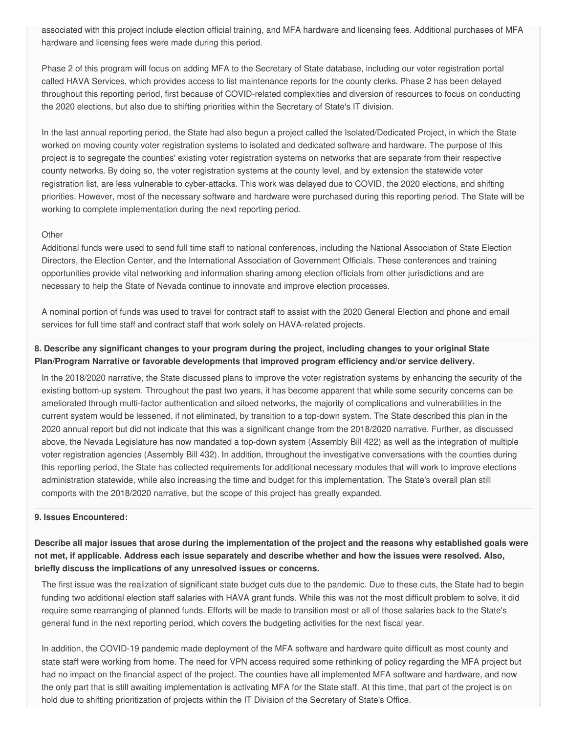associated with this project include election official training, and MFA hardware and licensing fees. Additional purchases of MFA hardware and licensing fees were made during this period.

Phase 2 of this program will focus on adding MFA to the Secretary of State database, including our voter registration portal called HAVA Services, which provides access to list maintenance reports for the county clerks. Phase 2 has been delayed throughout this reporting period, first because of COVID-related complexities and diversion of resources to focus on conducting the 2020 elections, but also due to shifting priorities within the Secretary of State's IT division.

In the last annual reporting period, the State had also begun a project called the Isolated/Dedicated Project, in which the State worked on moving county voter registration systems to isolated and dedicated software and hardware. The purpose of this project is to segregate the counties' existing voter registration systems on networks that are separate from their respective county networks. By doing so, the voter registration systems at the county level, and by extension the statewide voter registration list, are less vulnerable to cyber-attacks. This work was delayed due to COVID, the 2020 elections, and shifting priorities. However, most of the necessary software and hardware were purchased during this reporting period. The State will be working to complete implementation during the next reporting period.

Other

Additional funds were used to send full time staff to national conferences, including the National Association of State Election Directors, the Election Center, and the International Association of Government Officials. These conferences and training opportunities provide vital networking and information sharing among election officials from other jurisdictions and are necessary to help the State of Nevada continue to innovate and improve election processes.

A nominal portion of funds was used to travel for contract staff to assist with the 2020 General Election and phone and email services for full time staff and contract staff that work solely on HAVA-related projects.

**8. Describe any significant changes to your program during the project, including changes to your original State Plan/Program Narrative or favorable developments that improved program efficiency and/or service delivery.**

In the 2018/2020 narrative, the State discussed plans to improve the voter registration systems by enhancing the security of the existing bottom-up system. Throughout the past two years, it has become apparent that while some security concerns can be ameliorated through multi-factor authentication and siloed networks, the majority of complications and vulnerabilities in the current system would be lessened, if not eliminated, by transition to a top-down system. The State described this plan in the 2020 annual report but did not indicate that this was a significant change from the 2018/2020 narrative. Further, as discussed above, the Nevada Legislature has now mandated a top-down system (Assembly Bill 422) as well as the integration of multiple voter registration agencies (Assembly Bill 432). In addition, throughout the investigative conversations with the counties during this reporting period, the State has collected requirements for additional necessary modules that will work to improve elections administration statewide, while also increasing the time and budget for this implementation. The State's overall plan still comports with the 2018/2020 narrative, but the scope of this project has greatly expanded.

**9. Issues Encountered:**

**Describe all major issues that arose during the implementation of the project and the reasons why established goals were not met, if applicable. Address each issue separately and describe whether and how the issues were resolved. Also, briefly discuss the implications of any unresolved issues or concerns.**

The first issue was the realization of significant state budget cuts due to the pandemic. Due to these cuts, the State had to begin funding two additional election staff salaries with HAVA grant funds. While this was not the most difficult problem to solve, it did require some rearranging of planned funds. Efforts will be made to transition most or all of those salaries back to the State's general fund in the next reporting period, which covers the budgeting activities for the next fiscal year.

In addition, the COVID-19 pandemic made deployment of the MFA software and hardware quite difficult as most county and state staff were working from home. The need for VPN access required some rethinking of policy regarding the MFA project but had no impact on the financial aspect of the project. The counties have all implemented MFA software and hardware, and now the only part that is still awaiting implementation is activating MFA for the State staff. At this time, that part of the project is on hold due to shifting prioritization of projects within the IT Division of the Secretary of State's Office.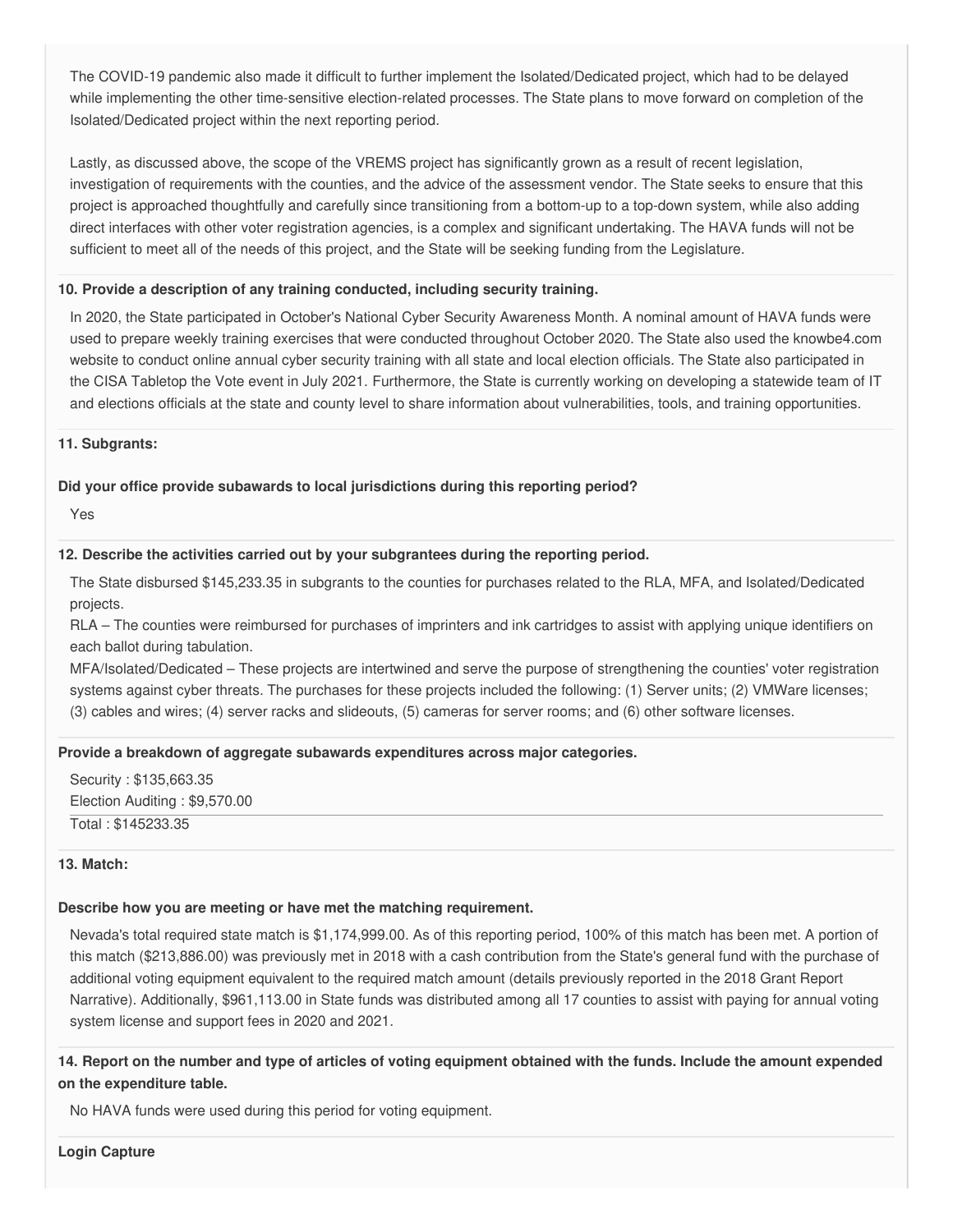The COVID-19 pandemic also made it difficult to further implement the Isolated/Dedicated project, which had to be delayed while implementing the other time-sensitive election-related processes. The State plans to move forward on completion of the Isolated/Dedicated project within the next reporting period.

Lastly, as discussed above, the scope of the VREMS project has significantly grown as a result of recent legislation, investigation of requirements with the counties, and the advice of the assessment vendor. The State seeks to ensure that this project is approached thoughtfully and carefully since transitioning from a bottom-up to a top-down system, while also adding direct interfaces with other voter registration agencies, is a complex and significant undertaking. The HAVA funds will not be sufficient to meet all of the needs of this project, and the State will be seeking funding from the Legislature.

**10. Provide a description of any training conducted, including security training.**

In 2020, the State participated in October's National Cyber Security Awareness Month. A nominal amount of HAVA funds were used to prepare weekly training exercises that were conducted throughout October 2020. The State also used the knowbe4.com website to conduct online annual cyber security training with all state and local election officials. The State also participated in the CISA Tabletop the Vote event in July 2021. Furthermore, the State is currently working on developing a statewide team of IT and elections officials at the state and county level to share information about vulnerabilities, tools, and training opportunities.

**11. Subgrants:**

**Did your office provide subawards to local jurisdictions during this reporting period?**

Yes

**12. Describe the activities carried out by your subgrantees during the reporting period.**

The State disbursed $145,233.35 in subgrants to the counties for purchases related to the RLA, MFA, and Isolated/Dedicated projects.
RLA – The counties were reimbursed for purchases of imprinters and ink cartridges to assist with applying unique identifiers on each ballot during tabulation.
MFA/Isolated/Dedicated – These projects are intertwined and serve the purpose of strengthening the counties' voter registration systems against cyber threats. The purchases for these projects included the following: (1) Server units; (2) VMWare licenses; (3) cables and wires; (4) server racks and slideouts, (5) cameras for server rooms; and (6) other software licenses.

**Provide a breakdown of aggregate subawards expenditures across major categories.**

Security : $135,663.35
Election Auditing : $9,570.00
Total : $145233.35

**13. Match:**

**Describe how you are meeting or have met the matching requirement.**

Nevada's total required state match is $1,174,999.00. As of this reporting period, 100% of this match has been met. A portion of this match ($213,886.00) was previously met in 2018 with a cash contribution from the State's general fund with the purchase of additional voting equipment equivalent to the required match amount (details previously reported in the 2018 Grant Report Narrative). Additionally, $961,113.00 in State funds was distributed among all 17 counties to assist with paying for annual voting system license and support fees in 2020 and 2021.

**14. Report on the number and type of articles of voting equipment obtained with the funds. Include the amount expended on the expenditure table.**

No HAVA funds were used during this period for voting equipment.

**Login Capture**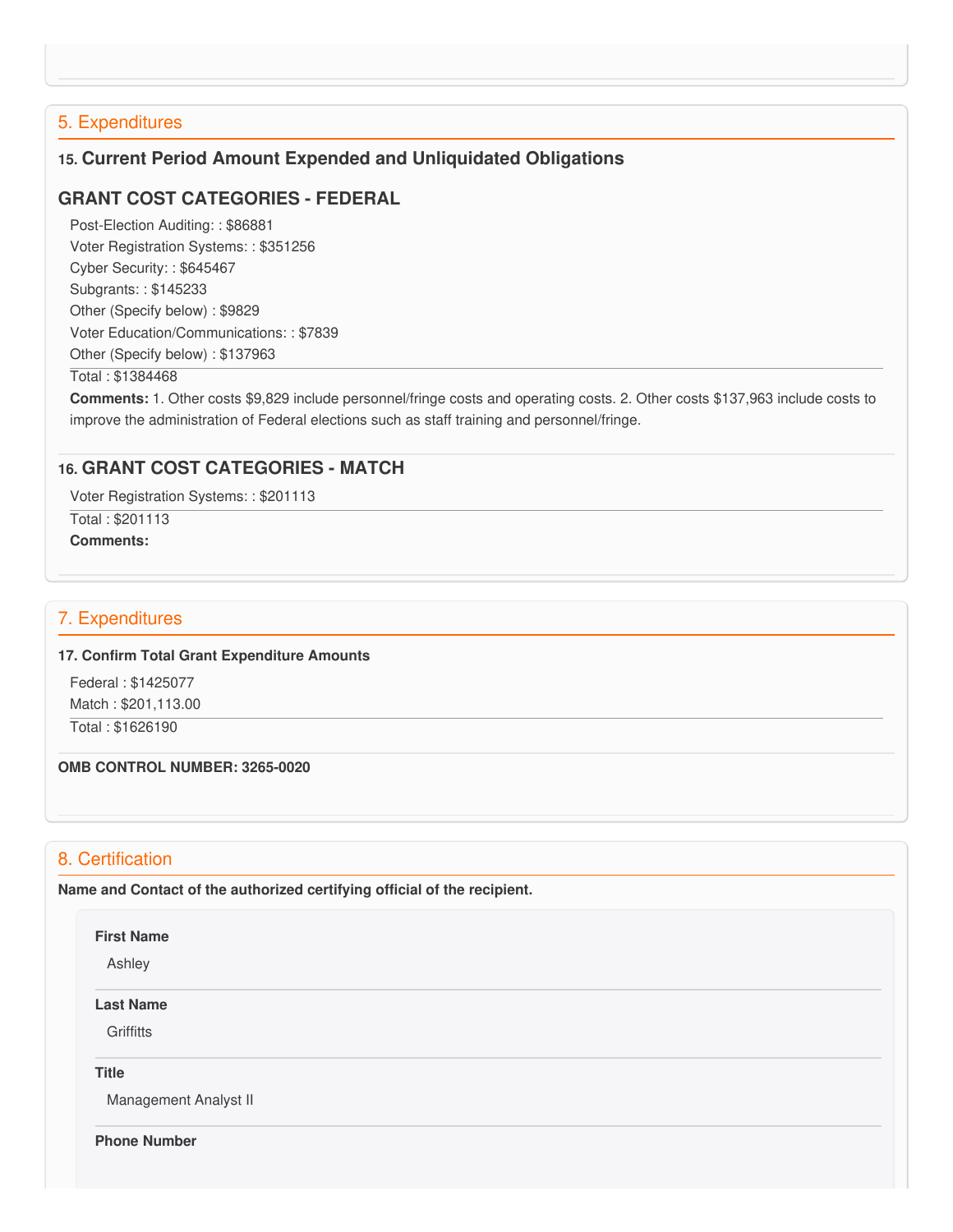## 5. Expenditures

### 15. Current Period Amount Expended and Unliquidated Obligations

### GRANT COST CATEGORIES - FEDERAL

Post-Election Auditing: : $86881
Voter Registration Systems: : $351256
Cyber Security: : $645467
Subgrants: : $145233
Other (Specify below) : $9829
Voter Education/Communications: : $7839
Other (Specify below) : $137963

Total : $1384468

**Comments:** 1. Other costs $9,829 include personnel/fringe costs and operating costs. 2. Other costs $137,963 include costs to improve the administration of Federal elections such as staff training and personnel/fringe.

### 16. GRANT COST CATEGORIES - MATCH

Voter Registration Systems: : $201113

Total : $201113

**Comments:**

## 7. Expenditures

**17. Confirm Total Grant Expenditure Amounts**

Federal : $1425077
Match : $201,113.00

Total : $1626190

**OMB CONTROL NUMBER: 3265-0020**

## 8. Certification

**Name and Contact of the authorized certifying official of the recipient.**

**First Name**

Ashley

**Last Name**

Griffitts

**Title**

Management Analyst II

**Phone Number**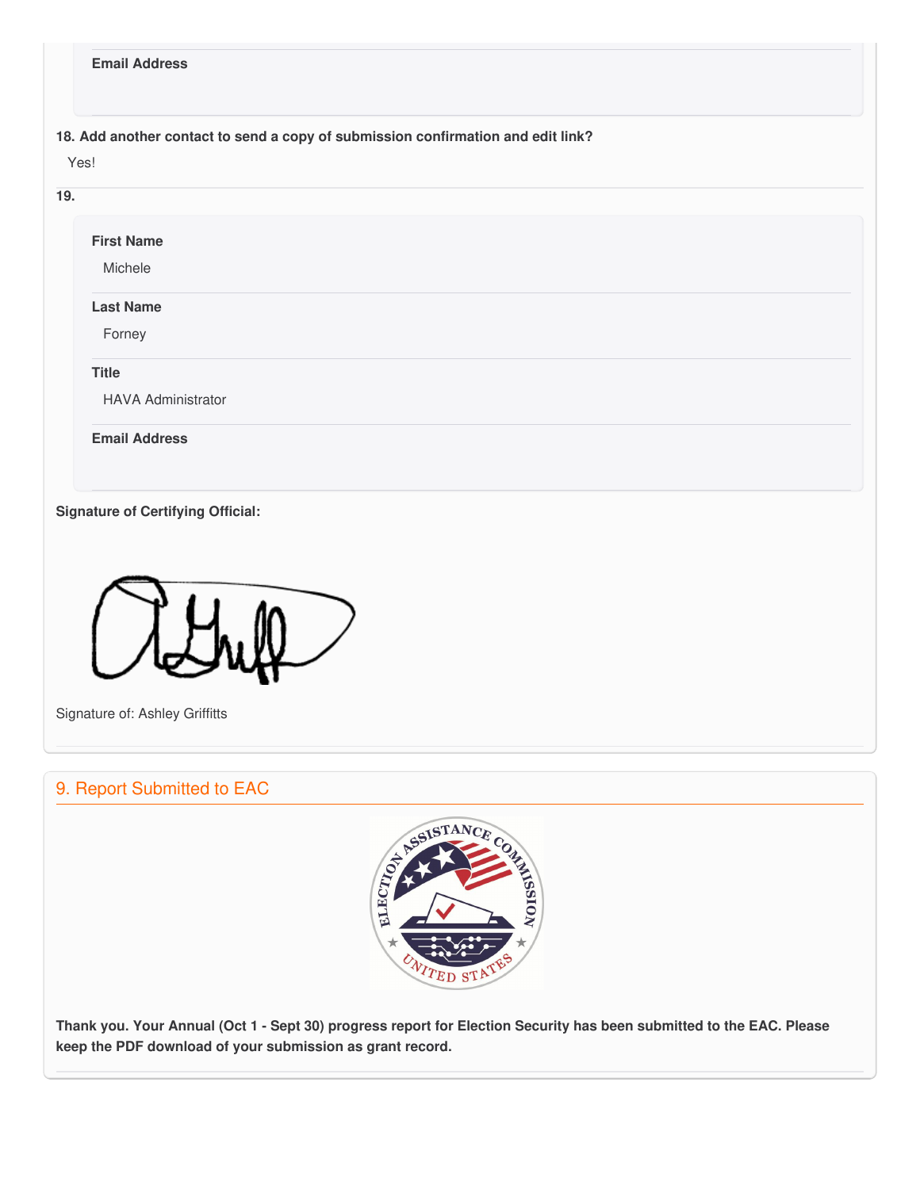**Email Address**

**18. Add another contact to send a copy of submission confirmation and edit link?**

Yes!

**19.**

**First Name**

Michele

**Last Name**

Forney

**Title**

HAVA Administrator

**Email Address**

**Signature of Certifying Official:**

Signature of: Ashley Griffitts

## 9. Report Submitted to EAC

**Thank you. Your Annual (Oct 1 - Sept 30) progress report for Election Security has been submitted to the EAC. Please keep the PDF download of your submission as grant record.**